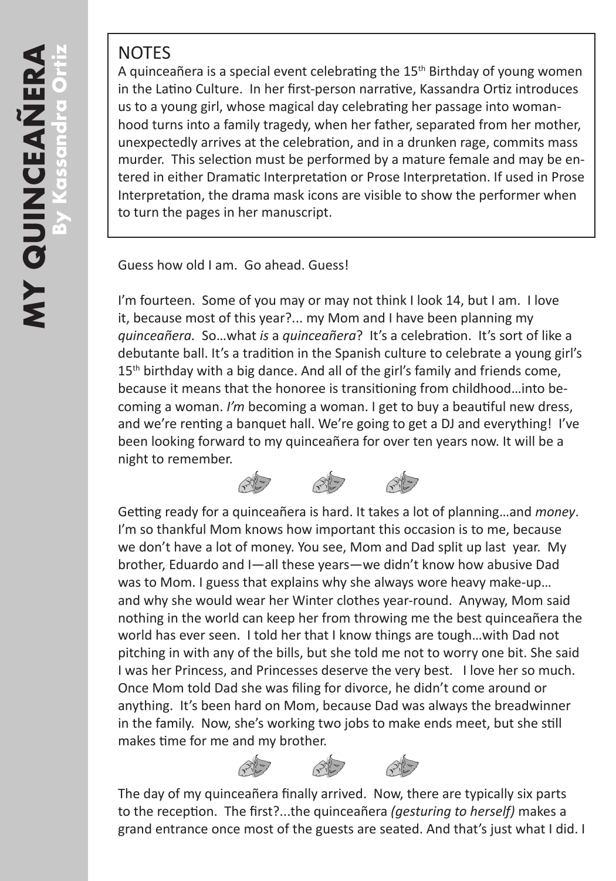# MY QUINCEAÑERA

**By Kassandra Ortiz**

## NOTES

A quinceañera is a special event celebrating the 15th Birthday of young women in the Latino Culture. In her first-person narrative, Kassandra Ortiz introduces us to a young girl, whose magical day celebrating her passage into womanhood turns into a family tragedy, when her father, separated from her mother, unexpectedly arrives at the celebration, and in a drunken rage, commits mass murder. This selection must be performed by a mature female and may be entered in either Dramatic Interpretation or Prose Interpretation. If used in Prose Interpretation, the drama mask icons are visible to show the performer when to turn the pages in her manuscript.

Guess how old I am. Go ahead. Guess!

I'm fourteen. Some of you may or may not think I look 14, but I am. I love it, because most of this year?... my Mom and I have been planning my *quinceañera.* So…what *is* a *quinceañera*? It's a celebration. It's sort of like a debutante ball. It's a tradition in the Spanish culture to celebrate a young girl's 15th birthday with a big dance. And all of the girl's family and friends come, because it means that the honoree is transitioning from childhood…into becoming a woman. *I'm* becoming a woman. I get to buy a beautiful new dress, and we're renting a banquet hall. We're going to get a DJ and everything! I've been looking forward to my quinceañera for over ten years now. It will be a night to remember.

Getting ready for a quinceañera is hard. It takes a lot of planning…and *money*. I'm so thankful Mom knows how important this occasion is to me, because we don't have a lot of money. You see, Mom and Dad split up last year. My brother, Eduardo and I—all these years—we didn't know how abusive Dad was to Mom. I guess that explains why she always wore heavy make-up… and why she would wear her Winter clothes year-round. Anyway, Mom said nothing in the world can keep her from throwing me the best quinceañera the world has ever seen. I told her that I know things are tough…with Dad not pitching in with any of the bills, but she told me not to worry one bit. She said I was her Princess, and Princesses deserve the very best. I love her so much. Once Mom told Dad she was filing for divorce, he didn't come around or anything. It's been hard on Mom, because Dad was always the breadwinner in the family. Now, she's working two jobs to make ends meet, but she still makes time for me and my brother.

The day of my quinceañera finally arrived. Now, there are typically six parts to the reception. The first?...the quinceañera *(gesturing to herself)* makes a grand entrance once most of the guests are seated. And that's just what I did. I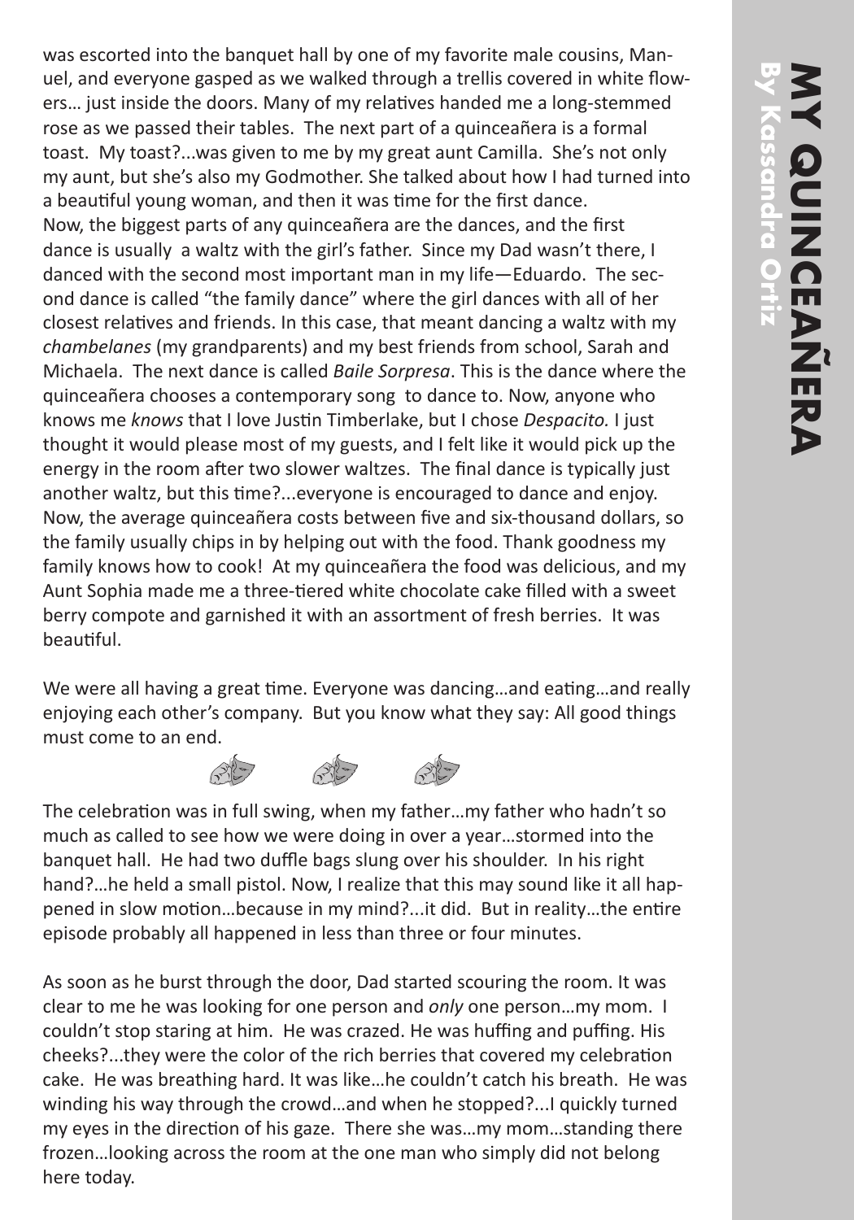was escorted into the banquet hall by one of my favorite male cousins, Manuel, and everyone gasped as we walked through a trellis covered in white flowers… just inside the doors. Many of my relatives handed me a long-stemmed rose as we passed their tables. The next part of a quinceañera is a formal toast. My toast?...was given to me by my great aunt Camilla. She's not only my aunt, but she's also my Godmother. She talked about how I had turned into a beautiful young woman, and then it was time for the first dance.

Now, the biggest parts of any quinceañera are the dances, and the first dance is usually a waltz with the girl's father. Since my Dad wasn't there, I danced with the second most important man in my life—Eduardo. The second dance is called "the family dance" where the girl dances with all of her closest relatives and friends. In this case, that meant dancing a waltz with my *chambelanes* (my grandparents) and my best friends from school, Sarah and Michaela. The next dance is called *Baile Sorpresa*. This is the dance where the quinceañera chooses a contemporary song to dance to. Now, anyone who knows me *knows* that I love Justin Timberlake, but I chose *Despacito.* I just thought it would please most of my guests, and I felt like it would pick up the energy in the room after two slower waltzes. The final dance is typically just another waltz, but this time?...everyone is encouraged to dance and enjoy. Now, the average quinceañera costs between five and six-thousand dollars, so the family usually chips in by helping out with the food. Thank goodness my family knows how to cook! At my quinceañera the food was delicious, and my Aunt Sophia made me a three-tiered white chocolate cake filled with a sweet berry compote and garnished it with an assortment of fresh berries. It was beautiful.

We were all having a great time. Everyone was dancing…and eating…and really enjoying each other's company. But you know what they say: All good things must come to an end.

The celebration was in full swing, when my father…my father who hadn't so much as called to see how we were doing in over a year…stormed into the banquet hall. He had two duffle bags slung over his shoulder. In his right hand?…he held a small pistol. Now, I realize that this may sound like it all happened in slow motion…because in my mind?...it did. But in reality…the entire episode probably all happened in less than three or four minutes.

As soon as he burst through the door, Dad started scouring the room. It was clear to me he was looking for one person and *only* one person…my mom. I couldn't stop staring at him. He was crazed. He was huffing and puffing. His cheeks?...they were the color of the rich berries that covered my celebration cake. He was breathing hard. It was like…he couldn't catch his breath. He was winding his way through the crowd…and when he stopped?...I quickly turned my eyes in the direction of his gaze. There she was…my mom…standing there frozen…looking across the room at the one man who simply did not belong here today.